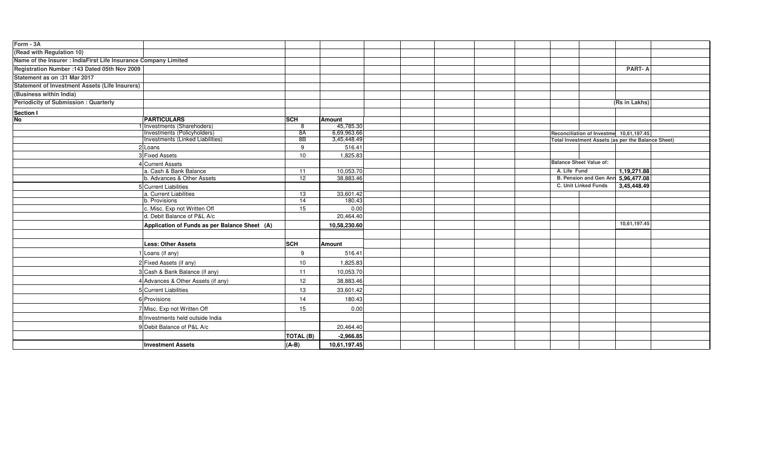Form - 3A

(Read with Regulation 10)

Name of the Insurer : IndiaFirst Life Insurance Company Limited

Registration Number :143 Dated 05th Nov 2009

**PART- A**

Statement as on :31 Mar 2017

Statement of Investment Assets (Life Insurers)

(Business within India)

Periodicity of Submission : Quarterly

(Rs in Lakhs)

Section I

| No | PARTICULARS | SCH | Amount |
|---|---|---|---|
| 1 | Investments (Sharehoders) | 8 | 45,785.30 |
| | Investments (Policyholders) | 8A | 6,69,963.66 |
| | Investments (Linked Liabilities) | 8B | 3,45,448.49 |
| 2 | Loans | 9 | 516.41 |
| 3 | Fixed Assets | 10 | 1,825.83 |
| 4 | Current Assets | | |
| | a. Cash & Bank Balance | 11 | 10,053.70 |
| | b. Advances & Other Assets | 12 | 38,883.46 |
| 5 | Current Liabilities | | |
| | a. Current Liabilities | 13 | 33,601.42 |
| | b. Provisions | 14 | 180.43 |
| | c. Misc. Exp not Written Off | 15 | 0.00 |
| | d. Debit Balance of P&L A/c | | 20,464.40 |
| | **Application of Funds as per Balance Sheet (A)** | | **10,58,230.60** |
| | | | |
| | **Less: Other Assets** | **SCH** | **Amount** |
| 1 | Loans (if any) | 9 | 516.41 |
| 2 | Fixed Assets (if any) | 10 | 1,825.83 |
| 3 | Cash & Bank Balance (if any) | 11 | 10,053.70 |
| 4 | Advances & Other Assets (if any) | 12 | 38,883.46 |
| 5 | Current Liabilities | 13 | 33,601.42 |
| 6 | Provisions | 14 | 180.43 |
| 7 | Misc. Exp not Written Off | 15 | 0.00 |
| 8 | Investments held outside India | | |
| 9 | Debit Balance of P&L A/c | | 20,464.40 |
| | | **TOTAL (B)** | **-2,966.85** |
| | **Investment Assets** | **(A-B)** | **10,61,197.45** |

| Reconciliation of Investment Assets | 10,61,197.45 |
|---|---|
| **Total Investment Assets (as per the Balance Sheet)** | |
| **Balance Sheet Value of:** | |
| A. Life Fund | **1,19,271.88** |
| B. Pension and Gen Ann | **5,96,477.08** |
| C. Unit Linked Funds | **3,45,448.49** |
| | 10,61,197.45 |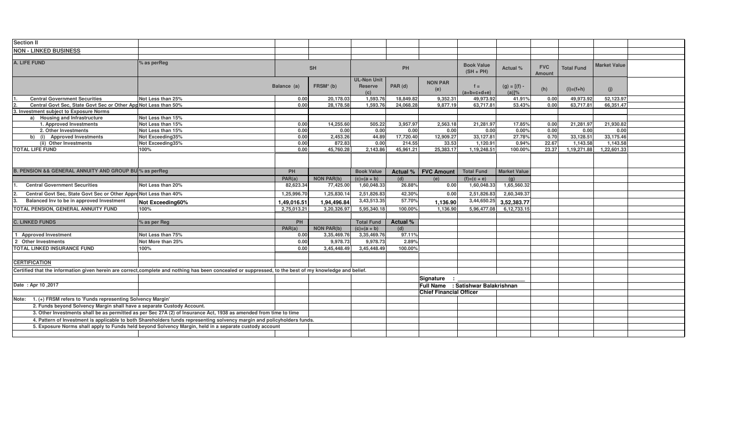**Section II**

**NON - LINKED BUSINESS**

| A. LIFE FUND | % as perReg | SH | | PH | | | Book Value (SH + PH) | Actual % | FVC Amount | Total Fund | Market Value |
|---|---|---|---|---|---|---|---|---|---|---|---|
| | | Balance (a) | FRSM* (b) | UL-Non Unit Reserve (c) | PAR (d) | NON PAR (e) | f = (a+b+c+d+e) | (g) = [(f) - (a)]% | (h) | (i)=(f+h) | (j) |
| 1. Central Government Securities | Not Less than 25% | 0.00 | 20,178.03 | 1,593.76 | 18,849.82 | 9,352.31 | 49,973.92 | 41.91% | 0.00 | 49,973.92 | 52,123.97 |
| 2. Central Govt Sec, State Govt Sec or Other App | Not Less than 50% | 0.00 | 28,178.58 | 1,593.76 | 24,068.28 | 9,877.19 | 63,717.81 | 53.43% | 0.00 | 63,717.81 | 66,351.47 |
| 3. Investment subject to Exposure Norms | | | | | | | | | | | |
| a) Housing and Infrastructure | Not Less than 15% | | | | | | | | | | |
| 1. Approved Investments | Not Less than 15% | 0.00 | 14,255.60 | 505.22 | 3,957.97 | 2,563.18 | 21,281.97 | 17.85% | 0.00 | 21,281.97 | 21,930.82 |
| 2. Other Investments | Not Less than 15% | 0.00 | 0.00 | 0.00 | 0.00 | 0.00 | 0.00 | 0.00% | 0.00 | 0.00 | 0.00 |
| b) (i) Approved Investments | Not Exceeding35% | 0.00 | 2,453.26 | 44.89 | 17,720.40 | 12,909.27 | 33,127.81 | 27.78% | 0.70 | 33,128.51 | 33,175.46 |
| (ii) Other Investments | Not Exceeding35% | 0.00 | 872.83 | 0.00 | 214.55 | 33.53 | 1,120.91 | 0.94% | 22.67 | 1,143.58 | 1,143.58 |
| **TOTAL LIFE FUND** | 100% | 0.00 | 45,760.28 | 2,143.86 | 45,961.21 | 25,383.17 | 1,19,248.51 | 100.00% | 23.37 | 1,19,271.88 | 1,22,601.33 |

| B. PENSION && GENERAL ANNUITY AND GROUP BU | % as perReg | PH | | Book Value | Actual % | FVC Amount | Total Fund | Market Value |
|---|---|---|---|---|---|---|---|---|
| | | PAR(a) | NON PAR(b) | (c)=(a + b) | (d) | (e) | (f)=(c + e) | (g) |
| 1. Central Government Securities | Not Less than 20% | 82,623.34 | 77,425.00 | 1,60,048.33 | 26.88% | 0.00 | 1,60,048.33 | 1,65,560.32 |
| 2. Central Govt Sec, State Govt Sec or Other Appro | Not Less than 40% | 1,25,996.70 | 1,25,830.14 | 2,51,826.83 | 42.30% | 0.00 | 2,51,826.83 | 2,60,349.37 |
| 3. Balanced Inv to be in approved Investment | Not Exceeding60% | 1,49,016.51 | 1,94,496.84 | 3,43,513.35 | 57.70% | 1,136.90 | 3,44,650.25 | 3,52,383.77 |
| **TOTAL PENSION, GENERAL ANNUITY FUND** | 100% | 2,75,013.21 | 3,20,326.97 | 5,95,340.18 | 100.00% | 1,136.90 | 5,96,477.08 | 6,12,733.15 |

| C. LINKED FUNDS | % as per Reg | PH | | Total Fund | Actual % |
|---|---|---|---|---|---|
| | | PAR(a) | NON PAR(b) | (c)=(a + b) | (d) |
| 1 Approved Investment | Not Less than 75% | 0.00 | 3,35,469.76 | 3,35,469.76 | 97.11% |
| 2 Other Investments | Not More than 25% | 0.00 | 9,978.73 | 9,978.73 | 2.89% |
| **TOTAL LINKED INSURANCE FUND** | 100% | 0.00 | 3,45,448.49 | 3,45,448.49 | 100.00% |

**CERTIFICATION**

Certified that the information given herein are correct,complete and nothing has been concealed or suppressed, to the best of my knowledge and belief.

Signature :

Date : Apr 10 ,2017

Full Name : Satishwar Balakrishnan

Chief Financial Officer

Note: 1. (+) FRSM refers to 'Funds representing Solvency Margin'

2. Funds beyond Solvency Margin shall have a separate Custody Account.

3. Other Investments shall be as permitted as per Sec 27A (2) of Insurance Act, 1938 as amended from time to time

4. Pattern of Investment is applicable to both Shareholders funds representing solvency margin and policyholders funds.

5. Exposure Norms shall apply to Funds held beyond Solvency Margin, held in a separate custody account